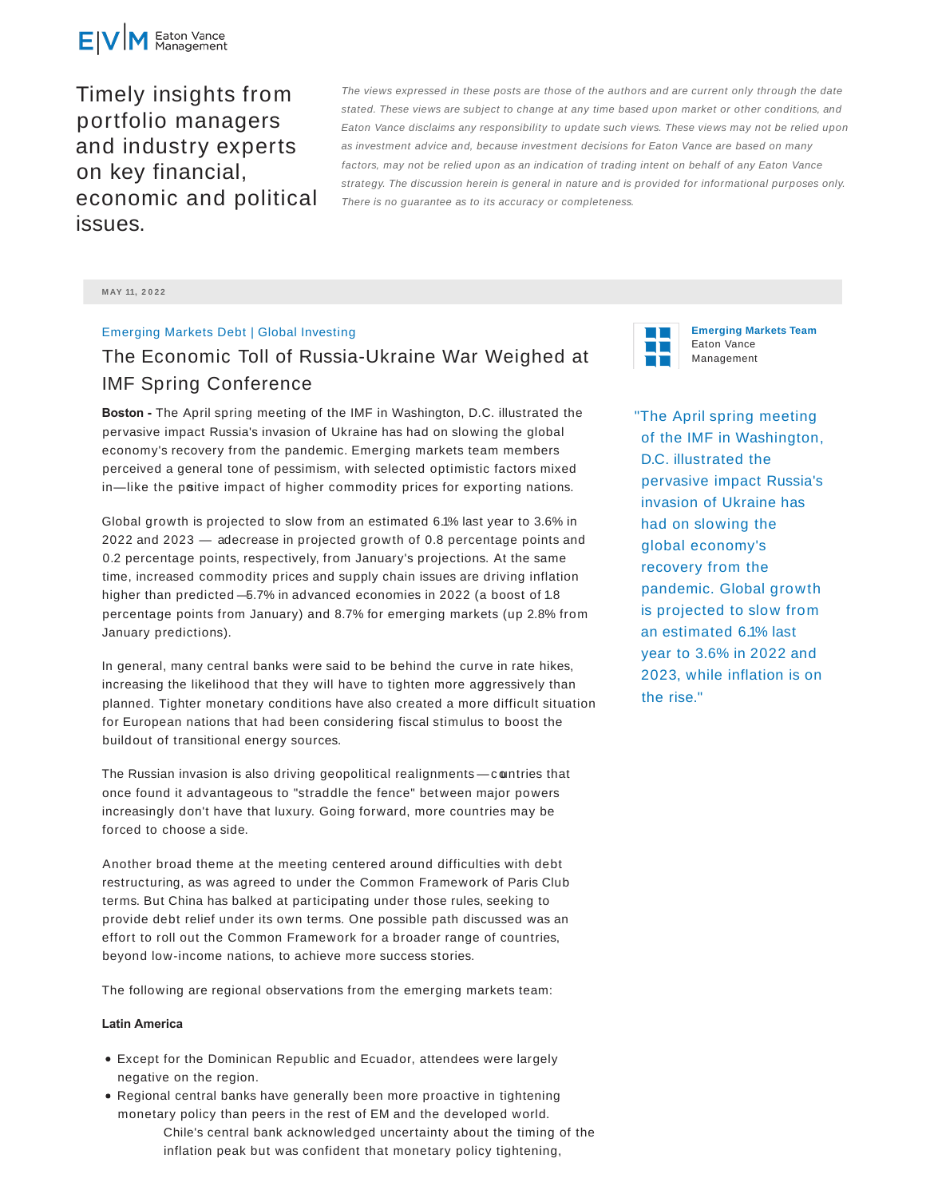Eaton Vance Management

Timely insights from portfolio managers and industry experts on key financial, economic and political issues.

*The views expressed in these posts are those of the authors and are current only through the date stated. These views are subject to change at any time based upon market or other conditions, and Eaton Vance disclaims any responsibility to update such views. These views may not be relied upon as investment advice and, because investment decisions for Eaton Vance are based on many factors, may not be relied upon as an indication of trading intent on behalf of any Eaton Vance strategy. The discussion herein is general in nature and is provided for informational purposes only. There is no guarantee as to its accuracy or completeness.*

MAY 11, 2022

Emerging Markets Debt | Global Investing

# The Economic Toll of Russia-Ukraine War Weighed at IMF Spring Conference

**Emerging Markets Team**
Eaton Vance Management

**Boston -** The April spring meeting of the IMF in Washington, D.C. illustrated the pervasive impact Russia's invasion of Ukraine has had on slowing the global economy's recovery from the pandemic. Emerging markets team members perceived a general tone of pessimism, with selected optimistic factors mixed in—like the positive impact of higher commodity prices for exporting nations.

"The April spring meeting of the IMF in Washington, D.C. illustrated the pervasive impact Russia's invasion of Ukraine has had on slowing the global economy's recovery from the pandemic. Global growth is projected to slow from an estimated 6.1% last year to 3.6% in 2022 and 2023, while inflation is on the rise."

Global growth is projected to slow from an estimated 6.1% last year to 3.6% in 2022 and 2023 — a decrease in projected growth of 0.8 percentage points and 0.2 percentage points, respectively, from January's projections. At the same time, increased commodity prices and supply chain issues are driving inflation higher than predicted — 5.7% in advanced economies in 2022 (a boost of 1.8 percentage points from January) and 8.7% for emerging markets (up 2.8% from January predictions).

In general, many central banks were said to be behind the curve in rate hikes, increasing the likelihood that they will have to tighten more aggressively than planned. Tighter monetary conditions have also created a more difficult situation for European nations that had been considering fiscal stimulus to boost the buildout of transitional energy sources.

The Russian invasion is also driving geopolitical realignments — countries that once found it advantageous to "straddle the fence" between major powers increasingly don't have that luxury. Going forward, more countries may be forced to choose a side.

Another broad theme at the meeting centered around difficulties with debt restructuring, as was agreed to under the Common Framework of Paris Club terms. But China has balked at participating under those rules, seeking to provide debt relief under its own terms. One possible path discussed was an effort to roll out the Common Framework for a broader range of countries, beyond low-income nations, to achieve more success stories.

The following are regional observations from the emerging markets team:

**Latin America**

- Except for the Dominican Republic and Ecuador, attendees were largely negative on the region.
- Regional central banks have generally been more proactive in tightening monetary policy than peers in the rest of EM and the developed world.
    - Chile's central bank acknowledged uncertainty about the timing of the inflation peak but was confident that monetary policy tightening,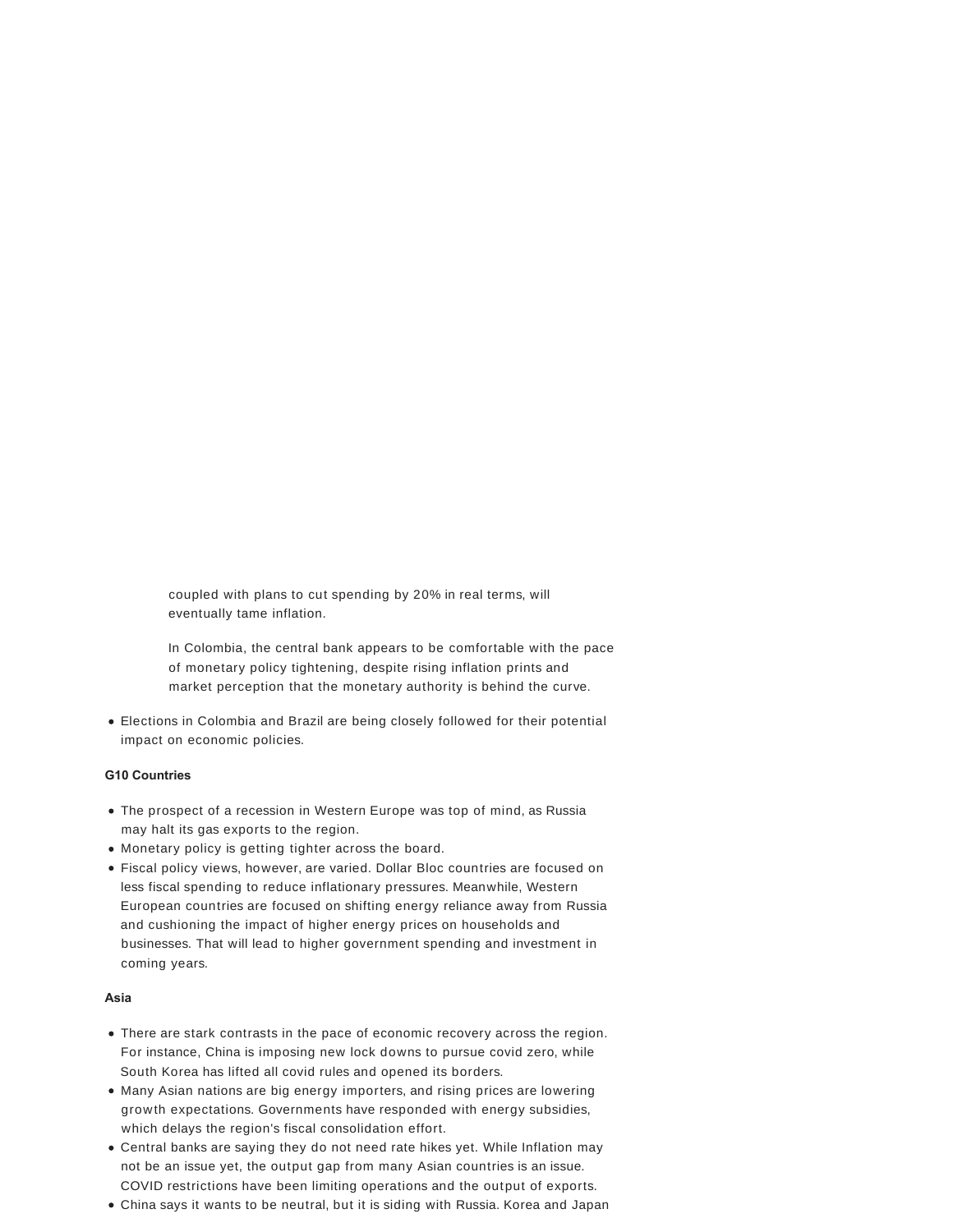coupled with plans to cut spending by 20% in real terms, will eventually tame inflation.

In Colombia, the central bank appears to be comfortable with the pace of monetary policy tightening, despite rising inflation prints and market perception that the monetary authority is behind the curve.

- Elections in Colombia and Brazil are being closely followed for their potential impact on economic policies.

**G10 Countries**

- The prospect of a recession in Western Europe was top of mind, as Russia may halt its gas exports to the region.
- Monetary policy is getting tighter across the board.
- Fiscal policy views, however, are varied. Dollar Bloc countries are focused on less fiscal spending to reduce inflationary pressures. Meanwhile, Western European countries are focused on shifting energy reliance away from Russia and cushioning the impact of higher energy prices on households and businesses. That will lead to higher government spending and investment in coming years.

**Asia**

- There are stark contrasts in the pace of economic recovery across the region. For instance, China is imposing new lock downs to pursue covid zero, while South Korea has lifted all covid rules and opened its borders.
- Many Asian nations are big energy importers, and rising prices are lowering growth expectations. Governments have responded with energy subsidies, which delays the region's fiscal consolidation effort.
- Central banks are saying they do not need rate hikes yet. While Inflation may not be an issue yet, the output gap from many Asian countries is an issue. COVID restrictions have been limiting operations and the output of exports.
- China says it wants to be neutral, but it is siding with Russia. Korea and Japan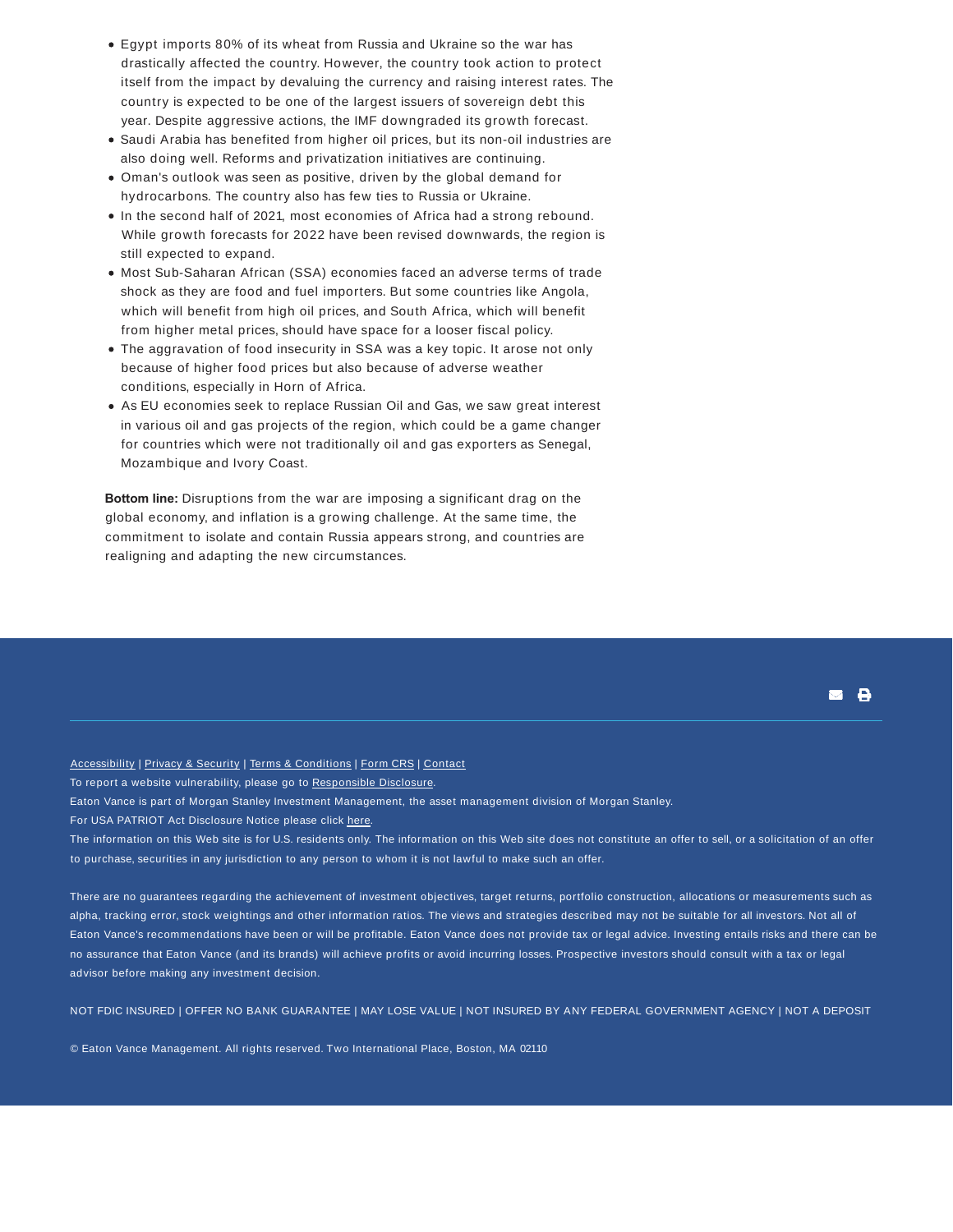- Egypt imports 80% of its wheat from Russia and Ukraine so the war has drastically affected the country. However, the country took action to protect itself from the impact by devaluing the currency and raising interest rates. The country is expected to be one of the largest issuers of sovereign debt this year. Despite aggressive actions, the IMF downgraded its growth forecast.
- Saudi Arabia has benefited from higher oil prices, but its non-oil industries are also doing well. Reforms and privatization initiatives are continuing.
- Oman's outlook was seen as positive, driven by the global demand for hydrocarbons. The country also has few ties to Russia or Ukraine.
- In the second half of 2021, most economies of Africa had a strong rebound. While growth forecasts for 2022 have been revised downwards, the region is still expected to expand.
- Most Sub-Saharan African (SSA) economies faced an adverse terms of trade shock as they are food and fuel importers. But some countries like Angola, which will benefit from high oil prices, and South Africa, which will benefit from higher metal prices, should have space for a looser fiscal policy.
- The aggravation of food insecurity in SSA was a key topic. It arose not only because of higher food prices but also because of adverse weather conditions, especially in Horn of Africa.
- As EU economies seek to replace Russian Oil and Gas, we saw great interest in various oil and gas projects of the region, which could be a game changer for countries which were not traditionally oil and gas exporters as Senegal, Mozambique and Ivory Coast.

**Bottom line:** Disruptions from the war are imposing a significant drag on the global economy, and inflation is a growing challenge. At the same time, the commitment to isolate and contain Russia appears strong, and countries are realigning and adapting the new circumstances.

Accessibility | Privacy & Security | Terms & Conditions | Form CRS | Contact

To report a website vulnerability, please go to Responsible Disclosure.

Eaton Vance is part of Morgan Stanley Investment Management, the asset management division of Morgan Stanley.

For USA PATRIOT Act Disclosure Notice please click here.

The information on this Web site is for U.S. residents only. The information on this Web site does not constitute an offer to sell, or a solicitation of an offer to purchase, securities in any jurisdiction to any person to whom it is not lawful to make such an offer.

There are no guarantees regarding the achievement of investment objectives, target returns, portfolio construction, allocations or measurements such as alpha, tracking error, stock weightings and other information ratios. The views and strategies described may not be suitable for all investors. Not all of Eaton Vance's recommendations have been or will be profitable. Eaton Vance does not provide tax or legal advice. Investing entails risks and there can be no assurance that Eaton Vance (and its brands) will achieve profits or avoid incurring losses. Prospective investors should consult with a tax or legal advisor before making any investment decision.

NOT FDIC INSURED | OFFER NO BANK GUARANTEE | MAY LOSE VALUE | NOT INSURED BY ANY FEDERAL GOVERNMENT AGENCY | NOT A DEPOSIT

© Eaton Vance Management. All rights reserved. Two International Place, Boston, MA 02110